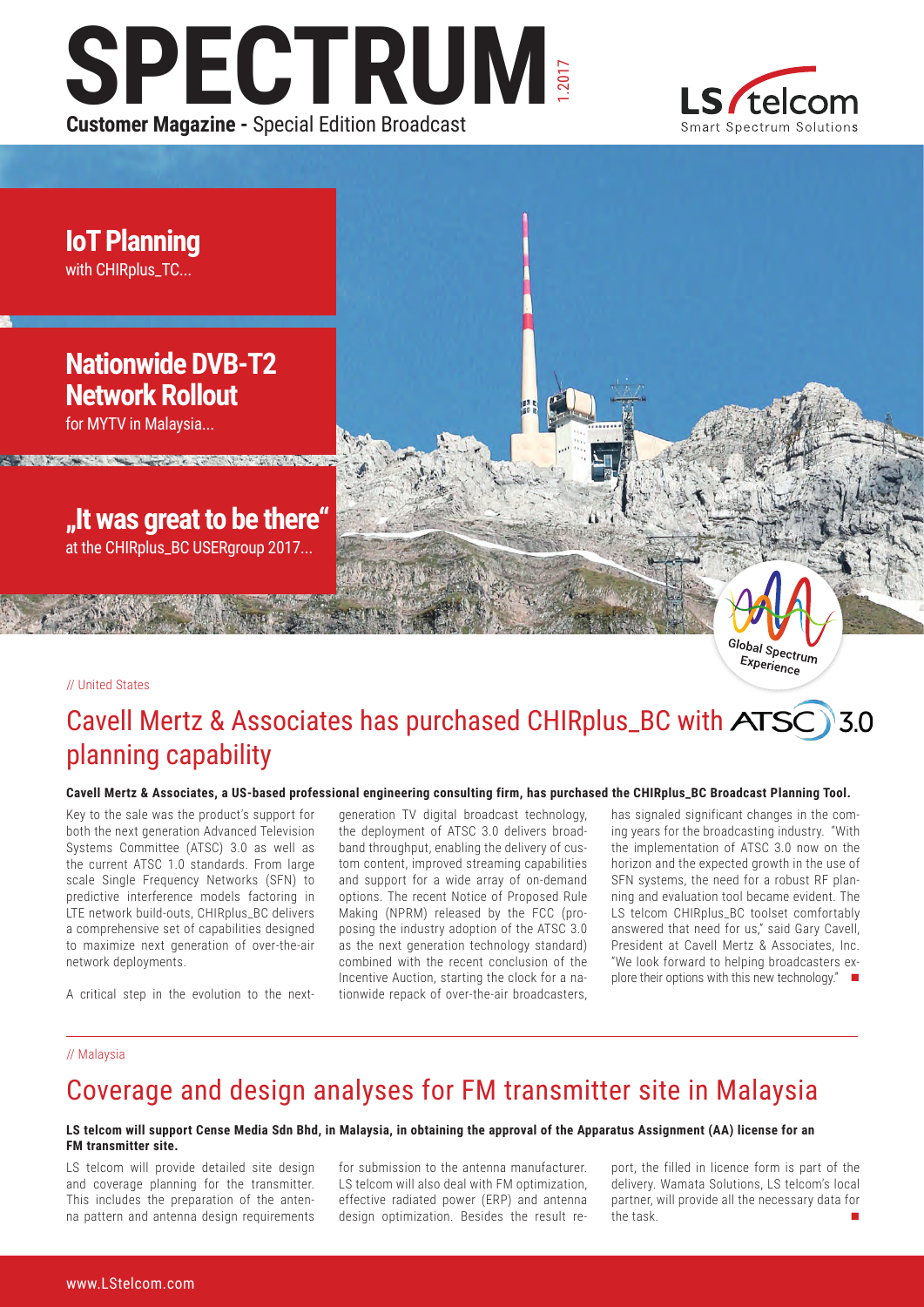# SPECTRUM 1.2017

**Customer Magazine -** Special Edition Broadcast

LS telcom
Smart Spectrum Solutions

## IoT Planning
with CHIRplus_TC...

## Nationwide DVB-T2 Network Rollout
for MYTV in Malaysia...

## „It was great to be there“
at the CHIRplus_BC USERgroup 2017...

Global Spectrum Experience

// United States

## Cavell Mertz & Associates has purchased CHIRplus_BC with ATSC 3.0 planning capability

**Cavell Mertz & Associates, a US-based professional engineering consulting firm, has purchased the CHIRplus_BC Broadcast Planning Tool.**

Key to the sale was the product's support for both the next generation Advanced Television Systems Committee (ATSC) 3.0 as well as the current ATSC 1.0 standards. From large scale Single Frequency Networks (SFN) to predictive interference models factoring in LTE network build-outs, CHIRplus_BC delivers a comprehensive set of capabilities designed to maximize next generation of over-the-air network deployments.

A critical step in the evolution to the next-generation TV digital broadcast technology, the deployment of ATSC 3.0 delivers broadband throughput, enabling the delivery of custom content, improved streaming capabilities and support for a wide array of on-demand options. The recent Notice of Proposed Rule Making (NPRM) released by the FCC (proposing the industry adoption of the ATSC 3.0 as the next generation technology standard) combined with the recent conclusion of the Incentive Auction, starting the clock for a nationwide repack of over-the-air broadcasters, has signaled significant changes in the coming years for the broadcasting industry. "With the implementation of ATSC 3.0 now on the horizon and the expected growth in the use of SFN systems, the need for a robust RF planning and evaluation tool became evident. The LS telcom CHIRplus_BC toolset comfortably answered that need for us," said Gary Cavell, President at Cavell Mertz & Associates, Inc. "We look forward to helping broadcasters explore their options with this new technology." ■

// Malaysia

## Coverage and design analyses for FM transmitter site in Malaysia

**LS telcom will support Cense Media Sdn Bhd, in Malaysia, in obtaining the approval of the Apparatus Assignment (AA) license for an FM transmitter site.**

LS telcom will provide detailed site design and coverage planning for the transmitter. This includes the preparation of the antenna pattern and antenna design requirements for submission to the antenna manufacturer. LS telcom will also deal with FM optimization, effective radiated power (ERP) and antenna design optimization. Besides the result report, the filled in licence form is part of the delivery. Wamata Solutions, LS telcom's local partner, will provide all the necessary data for the task. ■

www.LStelcom.com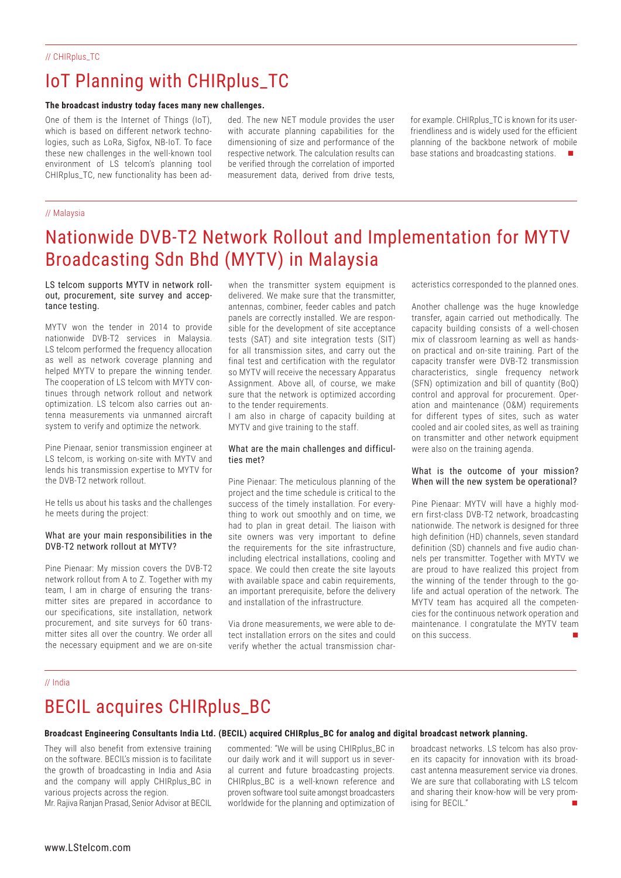// CHIRplus_TC

# IoT Planning with CHIRplus_TC

**The broadcast industry today faces many new challenges.**

One of them is the Internet of Things (IoT), which is based on different network technologies, such as LoRa, Sigfox, NB-IoT. To face these new challenges in the well-known tool environment of LS telcom's planning tool CHIRplus_TC, new functionality has been added. The new NET module provides the user with accurate planning capabilities for the dimensioning of size and performance of the respective network. The calculation results can be verified through the correlation of imported measurement data, derived from drive tests, for example. CHIRplus_TC is known for its user-friendliness and is widely used for the efficient planning of the backbone network of mobile base stations and broadcasting stations.

// Malaysia

# Nationwide DVB-T2 Network Rollout and Implementation for MYTV Broadcasting Sdn Bhd (MYTV) in Malaysia

LS telcom supports MYTV in network rollout, procurement, site survey and acceptance testing.

MYTV won the tender in 2014 to provide nationwide DVB-T2 services in Malaysia. LS telcom performed the frequency allocation as well as network coverage planning and helped MYTV to prepare the winning tender. The cooperation of LS telcom with MYTV continues through network rollout and network optimization. LS telcom also carries out antenna measurements via unmanned aircraft system to verify and optimize the network.

Pine Pienaar, senior transmission engineer at LS telcom, is working on-site with MYTV and lends his transmission expertise to MYTV for the DVB-T2 network rollout.

He tells us about his tasks and the challenges he meets during the project:

### What are your main responsibilities in the DVB-T2 network rollout at MYTV?

Pine Pienaar: My mission covers the DVB-T2 network rollout from A to Z. Together with my team, I am in charge of ensuring the transmitter sites are prepared in accordance to our specifications, site installation, network procurement, and site surveys for 60 transmitter sites all over the country. We order all the necessary equipment and we are on-site when the transmitter system equipment is delivered. We make sure that the transmitter, antennas, combiner, feeder cables and patch panels are correctly installed. We are responsible for the development of site acceptance tests (SAT) and site integration tests (SIT) for all transmission sites, and carry out the final test and certification with the regulator so MYTV will receive the necessary Apparatus Assignment. Above all, of course, we make sure that the network is optimized according to the tender requirements.
I am also in charge of capacity building at MYTV and give training to the staff.

### What are the main challenges and difficulties met?

Pine Pienaar: The meticulous planning of the project and the time schedule is critical to the success of the timely installation. For everything to work out smoothly and on time, we had to plan in great detail. The liaison with site owners was very important to define the requirements for the site infrastructure, including electrical installations, cooling and space. We could then create the site layouts with available space and cabin requirements, an important prerequisite, before the delivery and installation of the infrastructure.

Via drone measurements, we were able to detect installation errors on the sites and could verify whether the actual transmission characteristics corresponded to the planned ones.

Another challenge was the huge knowledge transfer, again carried out methodically. The capacity building consists of a well-chosen mix of classroom learning as well as hands-on practical and on-site training. Part of the capacity transfer were DVB-T2 transmission characteristics, single frequency network (SFN) optimization and bill of quantity (BoQ) control and approval for procurement. Operation and maintenance (O&M) requirements for different types of sites, such as water cooled and air cooled sites, as well as training on transmitter and other network equipment were also on the training agenda.

### What is the outcome of your mission? When will the new system be operational?

Pine Pienaar: MYTV will have a highly modern first-class DVB-T2 network, broadcasting nationwide. The network is designed for three high definition (HD) channels, seven standard definition (SD) channels and five audio channels per transmitter. Together with MYTV we are proud to have realized this project from the winning of the tender through to the go-life and actual operation of the network. The MYTV team has acquired all the competencies for the continuous network operation and maintenance. I congratulate the MYTV team on this success.

// India

# BECIL acquires CHIRplus_BC

**Broadcast Engineering Consultants India Ltd. (BECIL) acquired CHIRplus_BC for analog and digital broadcast network planning.**

They will also benefit from extensive training on the software. BECIL's mission is to facilitate the growth of broadcasting in India and Asia and the company will apply CHIRplus_BC in various projects across the region.
Mr. Rajiva Ranjan Prasad, Senior Advisor at BECIL commented: "We will be using CHIRplus_BC in our daily work and it will support us in several current and future broadcasting projects. CHIRplus_BC is a well-known reference and proven software tool suite amongst broadcasters worldwide for the planning and optimization of broadcast networks. LS telcom has also proven its capacity for innovation with its broadcast antenna measurement service via drones. We are sure that collaborating with LS telcom and sharing their know-how will be very promising for BECIL."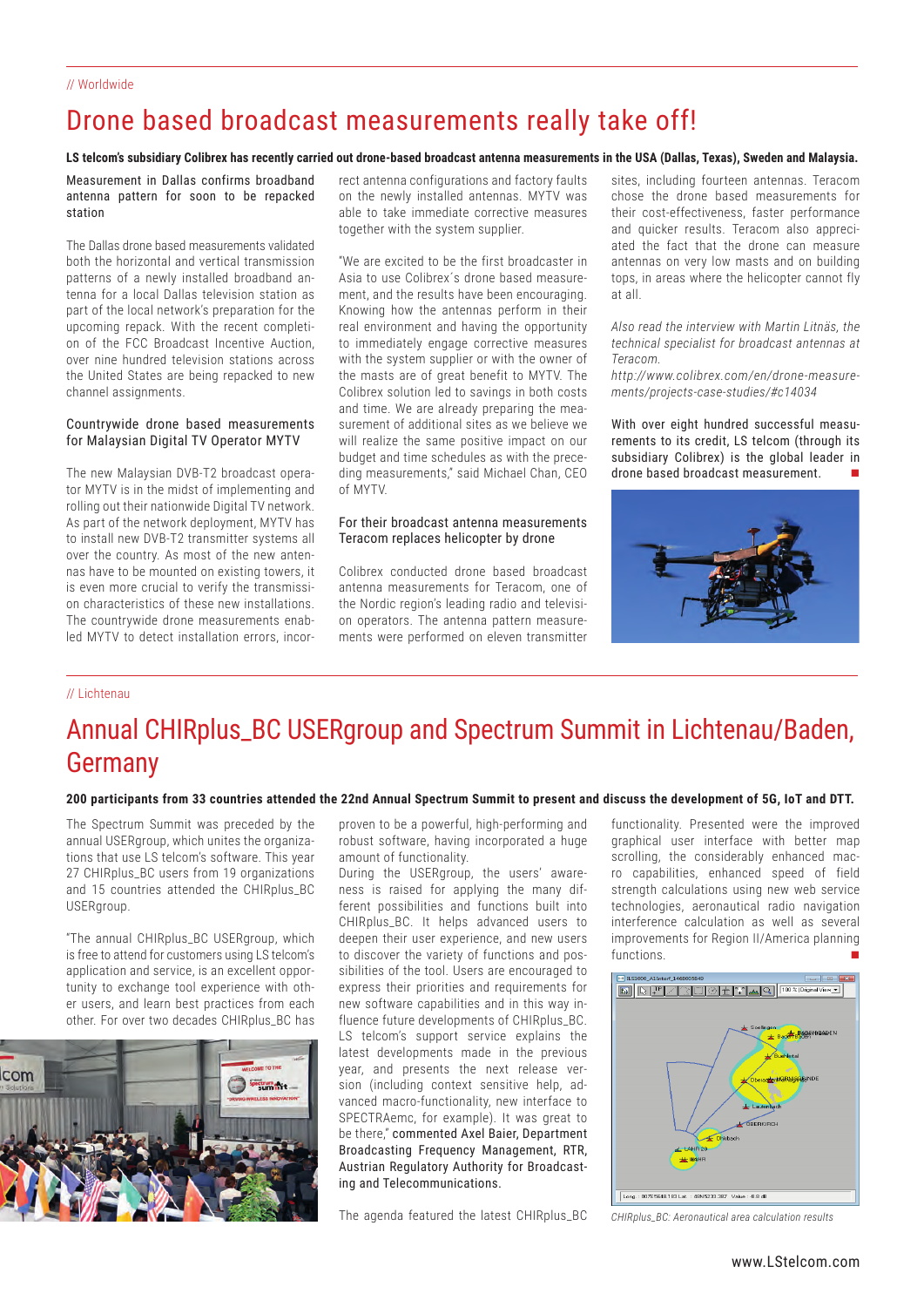// Worldwide

# Drone based broadcast measurements really take off!

**LS telcom's subsidiary Colibrex has recently carried out drone-based broadcast antenna measurements in the USA (Dallas, Texas), Sweden and Malaysia.**

## Measurement in Dallas confirms broadband antenna pattern for soon to be repacked station

The Dallas drone based measurements validated both the horizontal and vertical transmission patterns of a newly installed broadband antenna for a local Dallas television station as part of the local network's preparation for the upcoming repack. With the recent completion of the FCC Broadcast Incentive Auction, over nine hundred television stations across the United States are being repacked to new channel assignments.

## Countrywide drone based measurements for Malaysian Digital TV Operator MYTV

The new Malaysian DVB-T2 broadcast operator MYTV is in the midst of implementing and rolling out their nationwide Digital TV network. As part of the network deployment, MYTV has to install new DVB-T2 transmitter systems all over the country. As most of the new antennas have to be mounted on existing towers, it is even more crucial to verify the transmission characteristics of these new installations. The countrywide drone measurements enabled MYTV to detect installation errors, incorrect antenna configurations and factory faults on the newly installed antennas. MYTV was able to take immediate corrective measures together with the system supplier.

"We are excited to be the first broadcaster in Asia to use Colibrex´s drone based measurement, and the results have been encouraging. Knowing how the antennas perform in their real environment and having the opportunity to immediately engage corrective measures with the system supplier or with the owner of the masts are of great benefit to MYTV. The Colibrex solution led to savings in both costs and time. We are already preparing the measurement of additional sites as we believe we will realize the same positive impact on our budget and time schedules as with the preceding measurements," said Michael Chan, CEO of MYTV.

## For their broadcast antenna measurements Teracom replaces helicopter by drone

Colibrex conducted drone based broadcast antenna measurements for Teracom, one of the Nordic region's leading radio and television operators. The antenna pattern measurements were performed on eleven transmitter sites, including fourteen antennas. Teracom chose the drone based measurements for their cost-effectiveness, faster performance and quicker results. Teracom also appreciated the fact that the drone can measure antennas on very low masts and on building tops, in areas where the helicopter cannot fly at all.

*Also read the interview with Martin Litnäs, the technical specialist for broadcast antennas at Teracom.*

*http://www.colibrex.com/en/drone-measurements/projects-case-studies/#c14034*

With over eight hundred successful measurements to its credit, LS telcom (through its subsidiary Colibrex) is the global leader in drone based broadcast measurement.

// Lichtenau

# Annual CHIRplus_BC USERgroup and Spectrum Summit in Lichtenau/Baden, Germany

**200 participants from 33 countries attended the 22nd Annual Spectrum Summit to present and discuss the development of 5G, IoT and DTT.**

The Spectrum Summit was preceded by the annual USERgroup, which unites the organizations that use LS telcom's software. This year 27 CHIRplus_BC users from 19 organizations and 15 countries attended the CHIRplus_BC USERgroup.

"The annual CHIRplus_BC USERgroup, which is free to attend for customers using LS telcom's application and service, is an excellent opportunity to exchange tool experience with other users, and learn best practices from each other. For over two decades CHIRplus_BC has proven to be a powerful, high-performing and robust software, having incorporated a huge amount of functionality.
During the USERgroup, the users' awareness is raised for applying the many different possibilities and functions built into CHIRplus_BC. It helps advanced users to deepen their user experience, and new users to discover the variety of functions and possibilities of the tool. Users are encouraged to express their priorities and requirements for new software capabilities and in this way influence future developments of CHIRplus_BC. LS telcom's support service explains the latest developments made in the previous year, and presents the next release version (including context sensitive help, advanced macro-functionality, new interface to SPECTRAemc, for example). It was great to be there," commented Axel Baier, Department Broadcasting Frequency Management, RTR, Austrian Regulatory Authority for Broadcasting and Telecommunications.

The agenda featured the latest CHIRplus_BC functionality. Presented were the improved graphical user interface with better map scrolling, the considerably enhanced macro capabilities, enhanced speed of field strength calculations using new web service technologies, aeronautical radio navigation interference calculation as well as several improvements for Region II/America planning functions.

*CHIRplus_BC: Aeronautical area calculation results*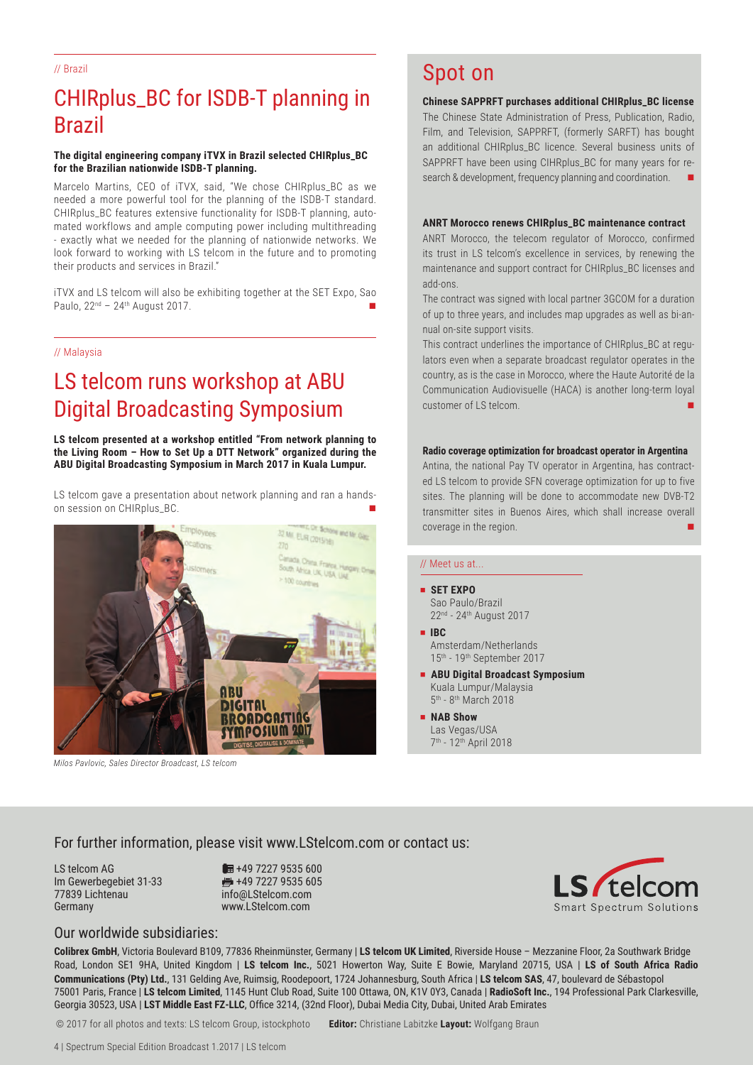// Brazil

# CHIRplus_BC for ISDB-T planning in Brazil

**The digital engineering company iTVX in Brazil selected CHIRplus_BC for the Brazilian nationwide ISDB-T planning.**

Marcelo Martins, CEO of iTVX, said, "We chose CHIRplus_BC as we needed a more powerful tool for the planning of the ISDB-T standard. CHIRplus_BC features extensive functionality for ISDB-T planning, automated workflows and ample computing power including multithreading - exactly what we needed for the planning of nationwide networks. We look forward to working with LS telcom in the future and to promoting their products and services in Brazil."

iTVX and LS telcom will also be exhibiting together at the SET Expo, Sao Paulo, 22nd – 24th August 2017.

// Malaysia

# LS telcom runs workshop at ABU Digital Broadcasting Symposium

**LS telcom presented at a workshop entitled "From network planning to the Living Room – How to Set Up a DTT Network" organized during the ABU Digital Broadcasting Symposium in March 2017 in Kuala Lumpur.**

LS telcom gave a presentation about network planning and ran a hands-on session on CHIRplus_BC.

*Milos Pavlovic, Sales Director Broadcast, LS telcom*

# Spot on

**Chinese SAPPRFT purchases additional CHIRplus_BC license**

The Chinese State Administration of Press, Publication, Radio, Film, and Television, SAPPRFT, (formerly SARFT) has bought an additional CHIRplus_BC licence. Several business units of SAPPRFT have been using CIHRplus_BC for many years for research & development, frequency planning and coordination.

**ANRT Morocco renews CHIRplus_BC maintenance contract**

ANRT Morocco, the telecom regulator of Morocco, confirmed its trust in LS telcom's excellence in services, by renewing the maintenance and support contract for CHIRplus_BC licenses and add-ons.

The contract was signed with local partner 3GCOM for a duration of up to three years, and includes map upgrades as well as bi-annual on-site support visits.

This contract underlines the importance of CHIRplus_BC at regulators even when a separate broadcast regulator operates in the country, as is the case in Morocco, where the Haute Autorité de la Communication Audiovisuelle (HACA) is another long-term loyal customer of LS telcom.

**Radio coverage optimization for broadcast operator in Argentina**

Antina, the national Pay TV operator in Argentina, has contracted LS telcom to provide SFN coverage optimization for up to five sites. The planning will be done to accommodate new DVB-T2 transmitter sites in Buenos Aires, which shall increase overall coverage in the region.

// Meet us at...

- **SET EXPO**
  Sao Paulo/Brazil
  22nd - 24th August 2017
- **IBC**
  Amsterdam/Netherlands
  15th - 19th September 2017
- **ABU Digital Broadcast Symposium**
  Kuala Lumpur/Malaysia
  5th - 8th March 2018
- **NAB Show**
  Las Vegas/USA
  7th - 12th April 2018

## For further information, please visit www.LStelcom.com or contact us:

LS telcom AG
Im Gewerbegebiet 31-33
77839 Lichtenau
Germany

+49 7227 9535 600
+49 7227 9535 605
info@LStelcom.com
www.LStelcom.com

LS telcom – Smart Spectrum Solutions

## Our worldwide subsidiaries:

**Colibrex GmbH**, Victoria Boulevard B109, 77836 Rheinmünster, Germany | **LS telcom UK Limited**, Riverside House – Mezzanine Floor, 2a Southwark Bridge Road, London SE1 9HA, United Kingdom | **LS telcom Inc.**, 5021 Howerton Way, Suite E Bowie, Maryland 20715, USA | **LS of South Africa Radio Communications (Pty) Ltd.**, 131 Gelding Ave, Ruimsig, Roodepoort, 1724 Johannesburg, South Africa | **LS telcom SAS**, 47, boulevard de Sébastopol 75001 Paris, France | **LS telcom Limited**, 1145 Hunt Club Road, Suite 100 Ottawa, ON, K1V 0Y3, Canada | **RadioSoft Inc.**, 194 Professional Park Clarkesville, Georgia 30523, USA | **LST Middle East FZ-LLC**, Office 3214, (32nd Floor), Dubai Media City, Dubai, United Arab Emirates

© 2017 for all photos and texts: LS telcom Group, istockphoto **Editor:** Christiane Labitzke **Layout:** Wolfgang Braun